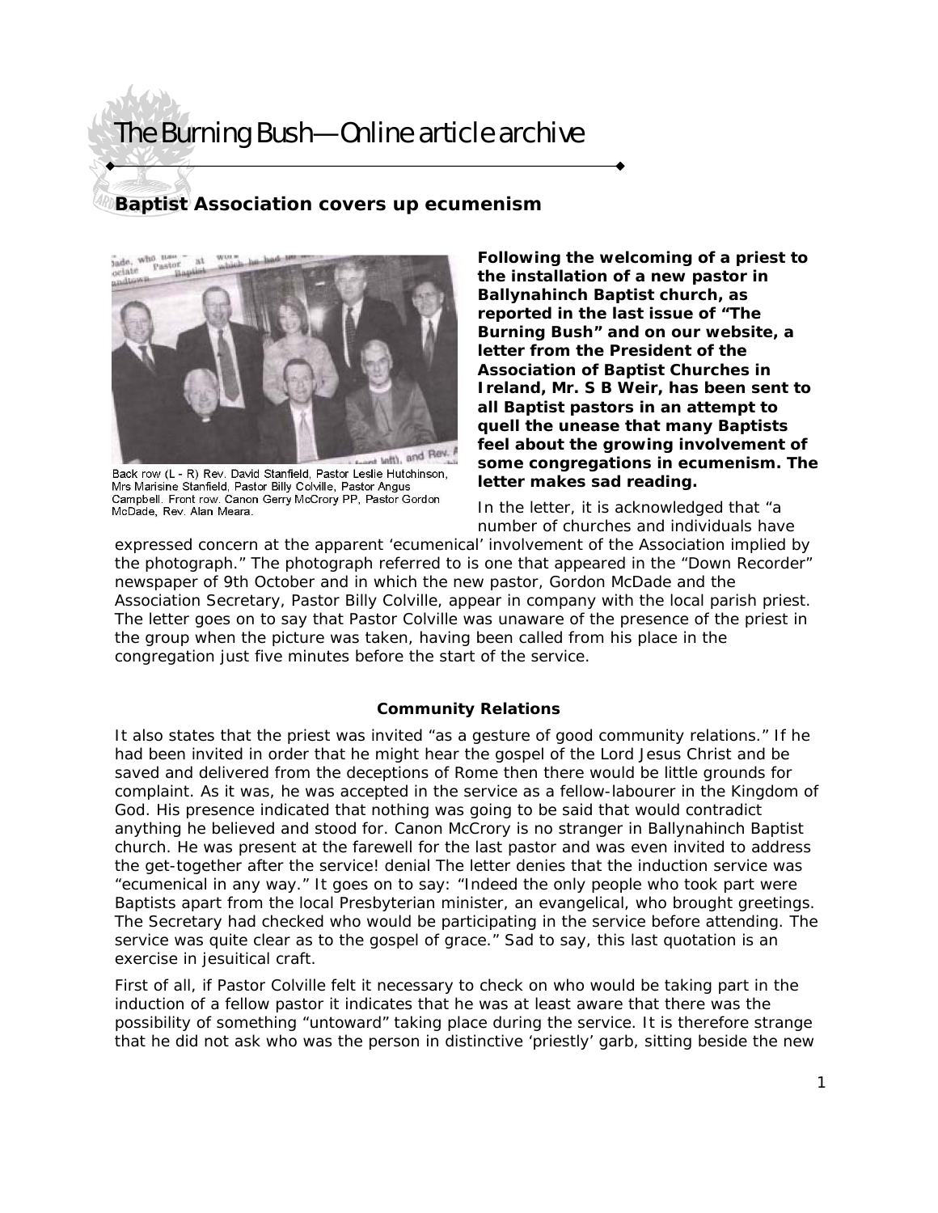# Baptist Association covers up ecumenism

Back row (L - R) Rev. David Stanfield, Pastor Leslie Hutchinson, Mrs Marisine Stanfield, Pastor Billy Colville, Pastor Angus Campbell. Front row. Canon Gerry McCrory PP, Pastor Gordon McDade, Rev. Alan Meara.

**Following the welcoming of a priest to the installation of a new pastor in Ballynahinch Baptist church, as reported in the last issue of "The Burning Bush" and on our website, a letter from the President of the Association of Baptist Churches in Ireland, Mr. S B Weir, has been sent to all Baptist pastors in an attempt to quell the unease that many Baptists feel about the growing involvement of some congregations in ecumenism. The letter makes sad reading.**

In the letter, it is acknowledged that "a number of churches and individuals have expressed concern at the apparent 'ecumenical' involvement of the Association implied by the photograph." The photograph referred to is one that appeared in the "Down Recorder" newspaper of 9th October and in which the new pastor, Gordon McDade and the Association Secretary, Pastor Billy Colville, appear in company with the local parish priest. The letter goes on to say that Pastor Colville was unaware of the presence of the priest in the group when the picture was taken, having been called from his place in the congregation just five minutes before the start of the service.

### Community Relations

It also states that the priest was invited "as a gesture of good community relations." If he had been invited in order that he might hear the gospel of the Lord Jesus Christ and be saved and delivered from the deceptions of Rome then there would be little grounds for complaint. As it was, he was accepted in the service as a fellow-labourer in the Kingdom of God. His presence indicated that nothing was going to be said that would contradict anything he believed and stood for. Canon McCrory is no stranger in Ballynahinch Baptist church. He was present at the farewell for the last pastor and was even invited to address the get-together after the service! denial The letter denies that the induction service was "ecumenical in any way." It goes on to say: "Indeed the only people who took part were Baptists apart from the local Presbyterian minister, an evangelical, who brought greetings. The Secretary had checked who would be participating in the service before attending. The service was quite clear as to the gospel of grace." Sad to say, this last quotation is an exercise in jesuitical craft.

First of all, if Pastor Colville felt it necessary to check on who would be taking part in the induction of a fellow pastor it indicates that he was at least aware that there was the possibility of something "untoward" taking place during the service. It is therefore strange that he did not ask who was the person in distinctive 'priestly' garb, sitting beside the new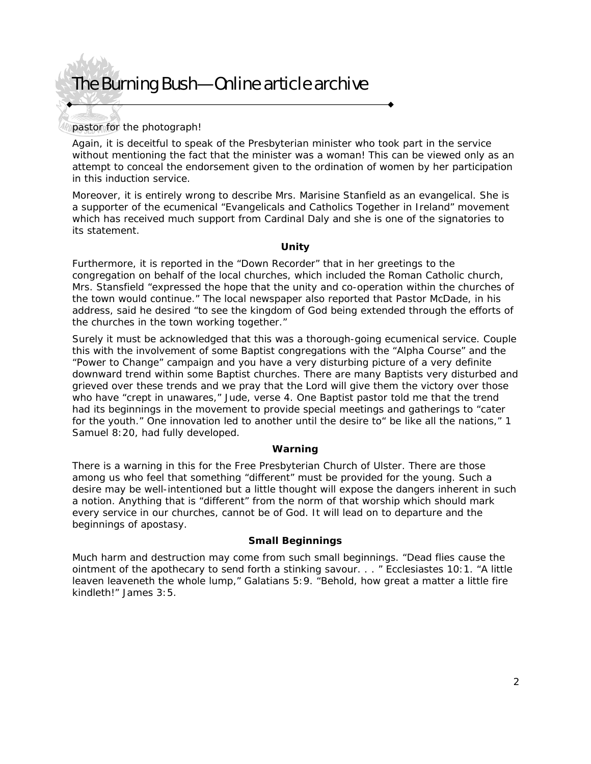pastor for the photograph!

Again, it is deceitful to speak of the Presbyterian minister who took part in the service without mentioning the fact that the minister was a woman! This can be viewed only as an attempt to conceal the endorsement given to the ordination of women by her participation in this induction service.

Moreover, it is entirely wrong to describe Mrs. Marisine Stanfield as an evangelical. She is a supporter of the ecumenical "Evangelicals and Catholics Together in Ireland" movement which has received much support from Cardinal Daly and she is one of the signatories to its statement.

**Unity**

Furthermore, it is reported in the "Down Recorder" that in her greetings to the congregation on behalf of the local churches, which included the Roman Catholic church, Mrs. Stansfield "expressed the hope that the unity and co-operation within the churches of the town would continue." The local newspaper also reported that Pastor McDade, in his address, said he desired "to see the kingdom of God being extended through the efforts of the churches in the town working together."

Surely it must be acknowledged that this was a thorough-going ecumenical service. Couple this with the involvement of some Baptist congregations with the "Alpha Course" and the "Power to Change" campaign and you have a very disturbing picture of a very definite downward trend within some Baptist churches. There are many Baptists very disturbed and grieved over these trends and we pray that the Lord will give them the victory over those who have "crept in unawares," Jude, verse 4. One Baptist pastor told me that the trend had its beginnings in the movement to provide special meetings and gatherings to "cater for the youth." One innovation led to another until the desire to" be like all the nations," 1 Samuel 8:20, had fully developed.

**Warning**

There is a warning in this for the Free Presbyterian Church of Ulster. There are those among us who feel that something "different" must be provided for the young. Such a desire may be well-intentioned but a little thought will expose the dangers inherent in such a notion. Anything that is "different" from the norm of that worship which should mark every service in our churches, cannot be of God. It will lead on to departure and the beginnings of apostasy.

**Small Beginnings**

Much harm and destruction may come from such small beginnings. "Dead flies cause the ointment of the apothecary to send forth a stinking savour. . . " Ecclesiastes 10:1. "A little leaven leaveneth the whole lump," Galatians 5:9. "Behold, how great a matter a little fire kindleth!" James 3:5.